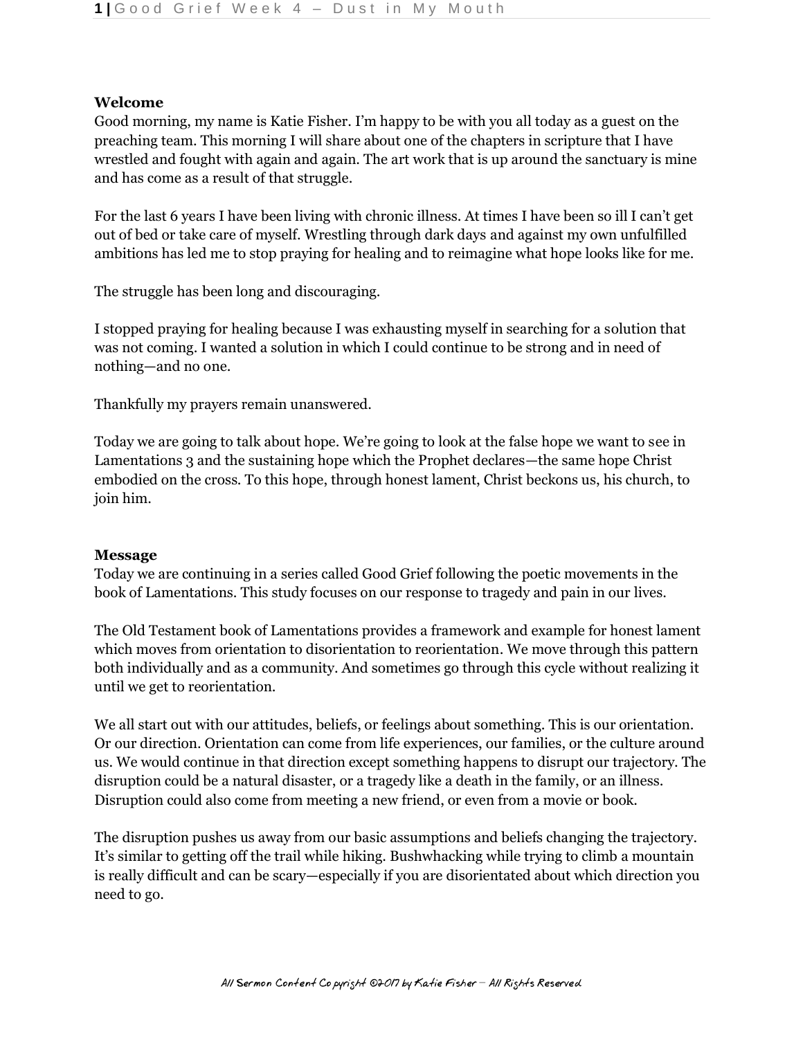**Welcome**

Good morning, my name is Katie Fisher. I'm happy to be with you all today as a guest on the preaching team. This morning I will share about one of the chapters in scripture that I have wrestled and fought with again and again. The art work that is up around the sanctuary is mine and has come as a result of that struggle.

For the last 6 years I have been living with chronic illness. At times I have been so ill I can't get out of bed or take care of myself. Wrestling through dark days and against my own unfulfilled ambitions has led me to stop praying for healing and to reimagine what hope looks like for me.

The struggle has been long and discouraging.

I stopped praying for healing because I was exhausting myself in searching for a solution that was not coming. I wanted a solution in which I could continue to be strong and in need of nothing—and no one.

Thankfully my prayers remain unanswered.

Today we are going to talk about hope. We're going to look at the false hope we want to see in Lamentations 3 and the sustaining hope which the Prophet declares—the same hope Christ embodied on the cross. To this hope, through honest lament, Christ beckons us, his church, to join him.

**Message**

Today we are continuing in a series called Good Grief following the poetic movements in the book of Lamentations. This study focuses on our response to tragedy and pain in our lives.

The Old Testament book of Lamentations provides a framework and example for honest lament which moves from orientation to disorientation to reorientation. We move through this pattern both individually and as a community. And sometimes go through this cycle without realizing it until we get to reorientation.

We all start out with our attitudes, beliefs, or feelings about something. This is our orientation. Or our direction. Orientation can come from life experiences, our families, or the culture around us. We would continue in that direction except something happens to disrupt our trajectory. The disruption could be a natural disaster, or a tragedy like a death in the family, or an illness. Disruption could also come from meeting a new friend, or even from a movie or book.

The disruption pushes us away from our basic assumptions and beliefs changing the trajectory. It's similar to getting off the trail while hiking. Bushwhacking while trying to climb a mountain is really difficult and can be scary—especially if you are disorientated about which direction you need to go.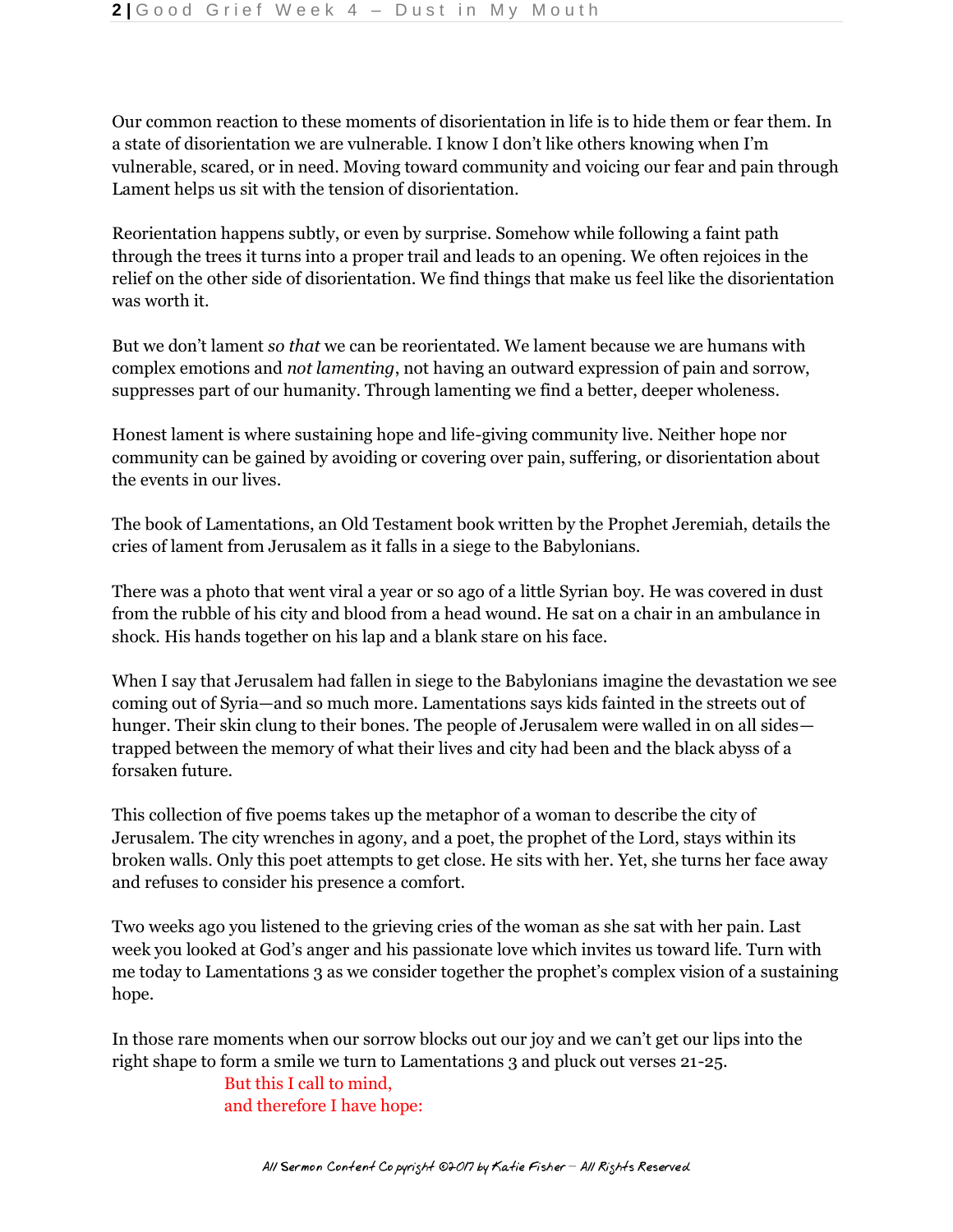Our common reaction to these moments of disorientation in life is to hide them or fear them. In a state of disorientation we are vulnerable. I know I don't like others knowing when I'm vulnerable, scared, or in need. Moving toward community and voicing our fear and pain through Lament helps us sit with the tension of disorientation.

Reorientation happens subtly, or even by surprise. Somehow while following a faint path through the trees it turns into a proper trail and leads to an opening. We often rejoices in the relief on the other side of disorientation. We find things that make us feel like the disorientation was worth it.

But we don't lament *so that* we can be reorientated. We lament because we are humans with complex emotions and *not lamenting*, not having an outward expression of pain and sorrow, suppresses part of our humanity. Through lamenting we find a better, deeper wholeness.

Honest lament is where sustaining hope and life-giving community live. Neither hope nor community can be gained by avoiding or covering over pain, suffering, or disorientation about the events in our lives.

The book of Lamentations, an Old Testament book written by the Prophet Jeremiah, details the cries of lament from Jerusalem as it falls in a siege to the Babylonians.

There was a photo that went viral a year or so ago of a little Syrian boy. He was covered in dust from the rubble of his city and blood from a head wound. He sat on a chair in an ambulance in shock. His hands together on his lap and a blank stare on his face.

When I say that Jerusalem had fallen in siege to the Babylonians imagine the devastation we see coming out of Syria—and so much more. Lamentations says kids fainted in the streets out of hunger. Their skin clung to their bones. The people of Jerusalem were walled in on all sides—trapped between the memory of what their lives and city had been and the black abyss of a forsaken future.

This collection of five poems takes up the metaphor of a woman to describe the city of Jerusalem. The city wrenches in agony, and a poet, the prophet of the Lord, stays within its broken walls. Only this poet attempts to get close. He sits with her. Yet, she turns her face away and refuses to consider his presence a comfort.

Two weeks ago you listened to the grieving cries of the woman as she sat with her pain. Last week you looked at God's anger and his passionate love which invites us toward life. Turn with me today to Lamentations 3 as we consider together the prophet's complex vision of a sustaining hope.

In those rare moments when our sorrow blocks out our joy and we can't get our lips into the right shape to form a smile we turn to Lamentations 3 and pluck out verses 21-25.

> But this I call to mind,
> and therefore I have hope: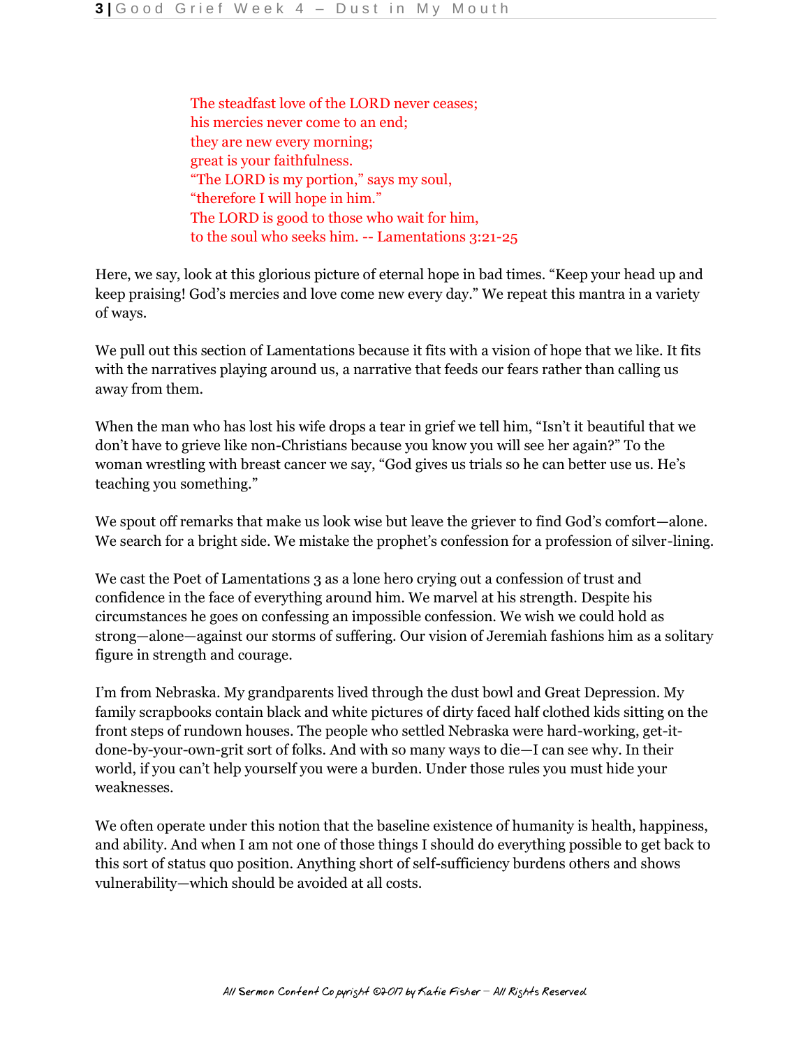> The steadfast love of the LORD never ceases;
> his mercies never come to an end;
> they are new every morning;
> great is your faithfulness.
> "The LORD is my portion," says my soul,
> "therefore I will hope in him."
> The LORD is good to those who wait for him,
> to the soul who seeks him. -- Lamentations 3:21-25

Here, we say, look at this glorious picture of eternal hope in bad times. "Keep your head up and keep praising! God's mercies and love come new every day." We repeat this mantra in a variety of ways.

We pull out this section of Lamentations because it fits with a vision of hope that we like. It fits with the narratives playing around us, a narrative that feeds our fears rather than calling us away from them.

When the man who has lost his wife drops a tear in grief we tell him, "Isn't it beautiful that we don't have to grieve like non-Christians because you know you will see her again?" To the woman wrestling with breast cancer we say, "God gives us trials so he can better use us. He's teaching you something."

We spout off remarks that make us look wise but leave the griever to find God's comfort—alone. We search for a bright side. We mistake the prophet's confession for a profession of silver-lining.

We cast the Poet of Lamentations 3 as a lone hero crying out a confession of trust and confidence in the face of everything around him. We marvel at his strength. Despite his circumstances he goes on confessing an impossible confession. We wish we could hold as strong—alone—against our storms of suffering. Our vision of Jeremiah fashions him as a solitary figure in strength and courage.

I'm from Nebraska. My grandparents lived through the dust bowl and Great Depression. My family scrapbooks contain black and white pictures of dirty faced half clothed kids sitting on the front steps of rundown houses. The people who settled Nebraska were hard-working, get-it-done-by-your-own-grit sort of folks. And with so many ways to die—I can see why. In their world, if you can't help yourself you were a burden. Under those rules you must hide your weaknesses.

We often operate under this notion that the baseline existence of humanity is health, happiness, and ability. And when I am not one of those things I should do everything possible to get back to this sort of status quo position. Anything short of self-sufficiency burdens others and shows vulnerability—which should be avoided at all costs.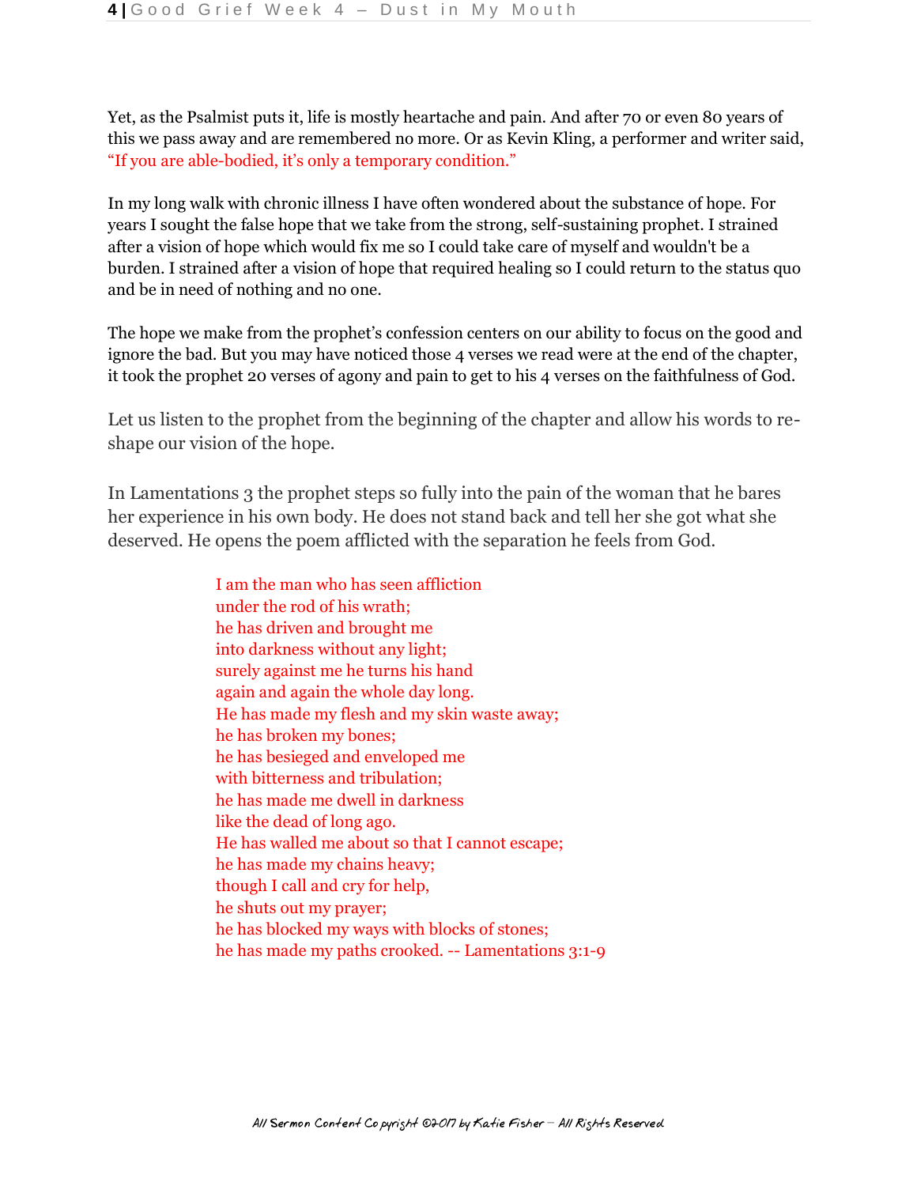Yet, as the Psalmist puts it, life is mostly heartache and pain. And after 70 or even 80 years of this we pass away and are remembered no more. Or as Kevin Kling, a performer and writer said, "If you are able-bodied, it's only a temporary condition."

In my long walk with chronic illness I have often wondered about the substance of hope. For years I sought the false hope that we take from the strong, self-sustaining prophet. I strained after a vision of hope which would fix me so I could take care of myself and wouldn't be a burden. I strained after a vision of hope that required healing so I could return to the status quo and be in need of nothing and no one.

The hope we make from the prophet's confession centers on our ability to focus on the good and ignore the bad. But you may have noticed those 4 verses we read were at the end of the chapter, it took the prophet 20 verses of agony and pain to get to his 4 verses on the faithfulness of God.

Let us listen to the prophet from the beginning of the chapter and allow his words to re-shape our vision of the hope.

In Lamentations 3 the prophet steps so fully into the pain of the woman that he bares her experience in his own body. He does not stand back and tell her she got what she deserved. He opens the poem afflicted with the separation he feels from God.

> I am the man who has seen affliction
> under the rod of his wrath;
> he has driven and brought me
> into darkness without any light;
> surely against me he turns his hand
> again and again the whole day long.
> He has made my flesh and my skin waste away;
> he has broken my bones;
> he has besieged and enveloped me
> with bitterness and tribulation;
> he has made me dwell in darkness
> like the dead of long ago.
> He has walled me about so that I cannot escape;
> he has made my chains heavy;
> though I call and cry for help,
> he shuts out my prayer;
> he has blocked my ways with blocks of stones;
> he has made my paths crooked. -- Lamentations 3:1-9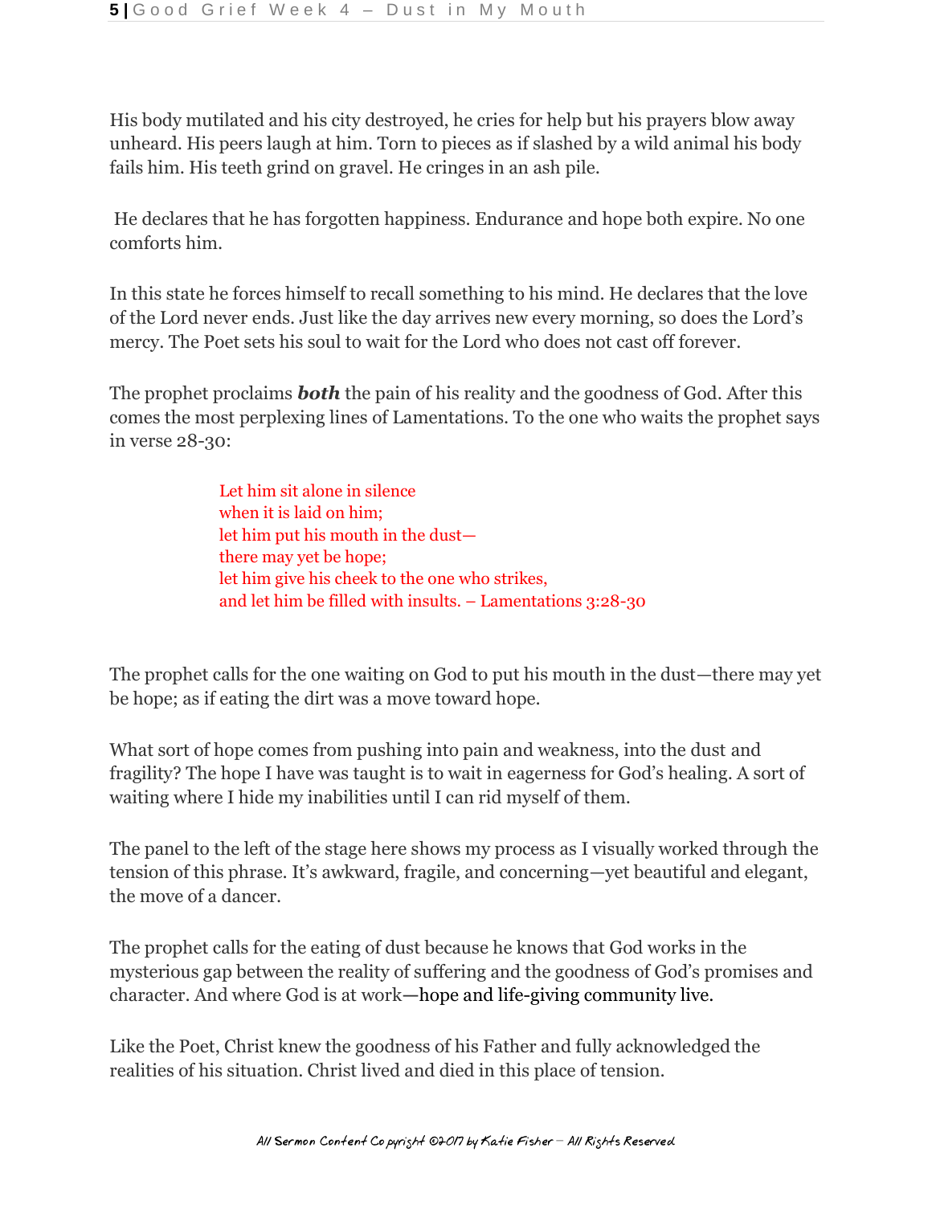His body mutilated and his city destroyed, he cries for help but his prayers blow away unheard. His peers laugh at him. Torn to pieces as if slashed by a wild animal his body fails him. His teeth grind on gravel. He cringes in an ash pile.

He declares that he has forgotten happiness. Endurance and hope both expire. No one comforts him.

In this state he forces himself to recall something to his mind. He declares that the love of the Lord never ends. Just like the day arrives new every morning, so does the Lord's mercy. The Poet sets his soul to wait for the Lord who does not cast off forever.

The prophet proclaims ***both*** the pain of his reality and the goodness of God. After this comes the most perplexing lines of Lamentations. To the one who waits the prophet says in verse 28-30:

> Let him sit alone in silence
> when it is laid on him;
> let him put his mouth in the dust—
> there may yet be hope;
> let him give his cheek to the one who strikes,
> and let him be filled with insults. – Lamentations 3:28-30

The prophet calls for the one waiting on God to put his mouth in the dust—there may yet be hope; as if eating the dirt was a move toward hope.

What sort of hope comes from pushing into pain and weakness, into the dust and fragility? The hope I have was taught is to wait in eagerness for God's healing. A sort of waiting where I hide my inabilities until I can rid myself of them.

The panel to the left of the stage here shows my process as I visually worked through the tension of this phrase. It's awkward, fragile, and concerning—yet beautiful and elegant, the move of a dancer.

The prophet calls for the eating of dust because he knows that God works in the mysterious gap between the reality of suffering and the goodness of God's promises and character. And where God is at work—hope and life-giving community live.

Like the Poet, Christ knew the goodness of his Father and fully acknowledged the realities of his situation. Christ lived and died in this place of tension.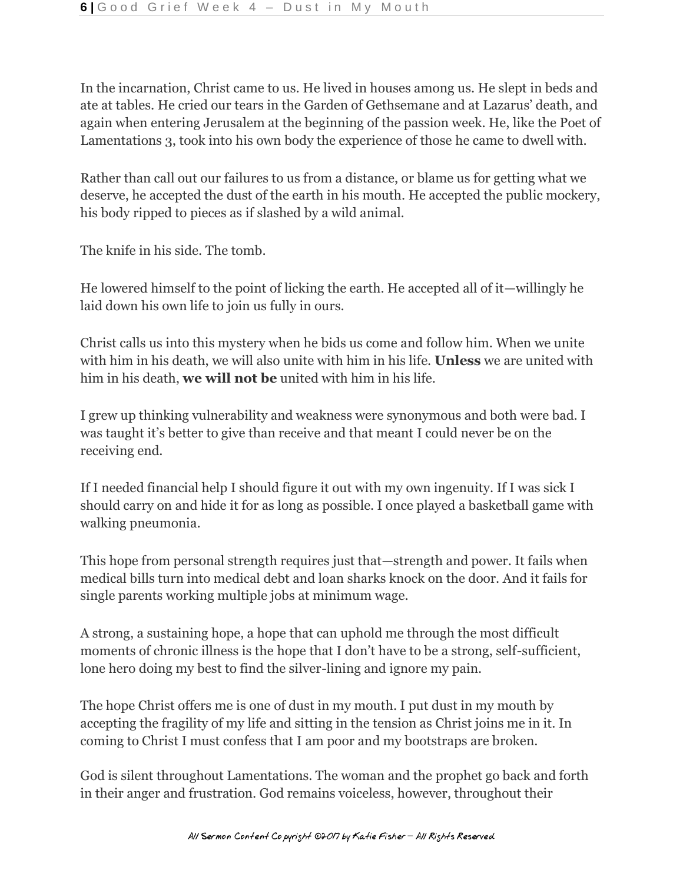In the incarnation, Christ came to us. He lived in houses among us. He slept in beds and ate at tables. He cried our tears in the Garden of Gethsemane and at Lazarus' death, and again when entering Jerusalem at the beginning of the passion week. He, like the Poet of Lamentations 3, took into his own body the experience of those he came to dwell with.

Rather than call out our failures to us from a distance, or blame us for getting what we deserve, he accepted the dust of the earth in his mouth. He accepted the public mockery, his body ripped to pieces as if slashed by a wild animal.

The knife in his side. The tomb.

He lowered himself to the point of licking the earth. He accepted all of it—willingly he laid down his own life to join us fully in ours.

Christ calls us into this mystery when he bids us come and follow him. When we unite with him in his death, we will also unite with him in his life. **Unless** we are united with him in his death, **we will not be** united with him in his life.

I grew up thinking vulnerability and weakness were synonymous and both were bad. I was taught it's better to give than receive and that meant I could never be on the receiving end.

If I needed financial help I should figure it out with my own ingenuity. If I was sick I should carry on and hide it for as long as possible. I once played a basketball game with walking pneumonia.

This hope from personal strength requires just that—strength and power. It fails when medical bills turn into medical debt and loan sharks knock on the door. And it fails for single parents working multiple jobs at minimum wage.

A strong, a sustaining hope, a hope that can uphold me through the most difficult moments of chronic illness is the hope that I don't have to be a strong, self-sufficient, lone hero doing my best to find the silver-lining and ignore my pain.

The hope Christ offers me is one of dust in my mouth. I put dust in my mouth by accepting the fragility of my life and sitting in the tension as Christ joins me in it. In coming to Christ I must confess that I am poor and my bootstraps are broken.

God is silent throughout Lamentations. The woman and the prophet go back and forth in their anger and frustration. God remains voiceless, however, throughout their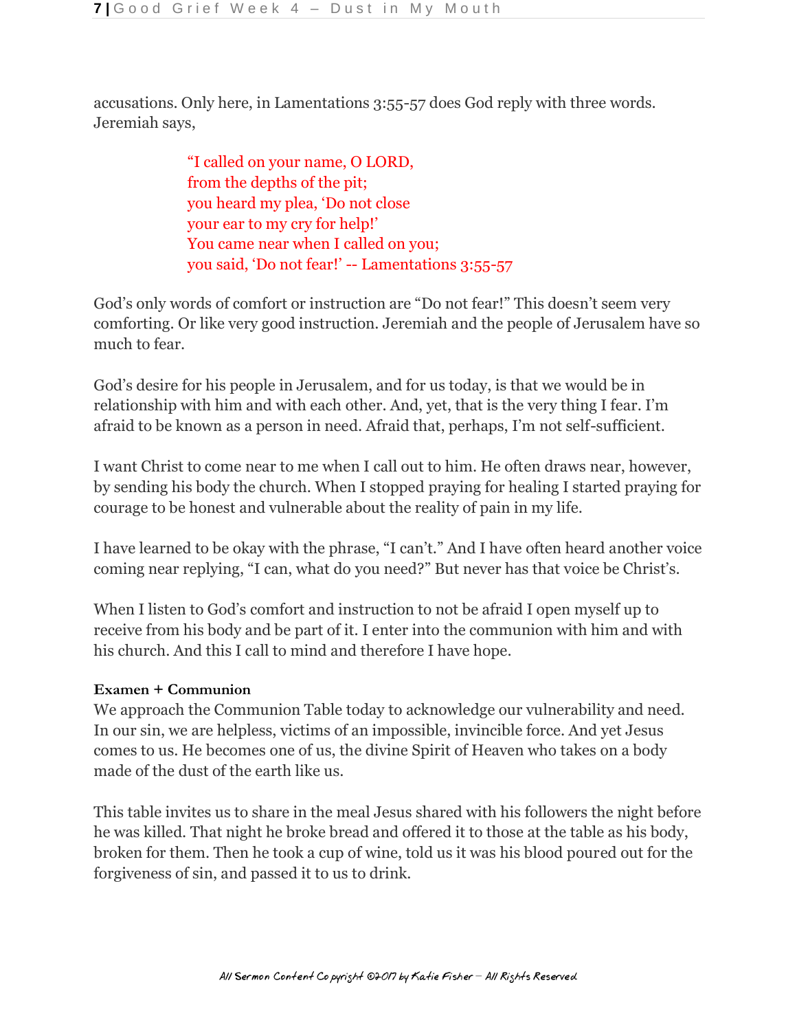accusations. Only here, in Lamentations 3:55-57 does God reply with three words. Jeremiah says,

> "I called on your name, O LORD,
> from the depths of the pit;
> you heard my plea, 'Do not close
> your ear to my cry for help!'
> You came near when I called on you;
> you said, 'Do not fear!' -- Lamentations 3:55-57

God's only words of comfort or instruction are "Do not fear!" This doesn't seem very comforting. Or like very good instruction. Jeremiah and the people of Jerusalem have so much to fear.

God's desire for his people in Jerusalem, and for us today, is that we would be in relationship with him and with each other. And, yet, that is the very thing I fear. I'm afraid to be known as a person in need. Afraid that, perhaps, I'm not self-sufficient.

I want Christ to come near to me when I call out to him. He often draws near, however, by sending his body the church. When I stopped praying for healing I started praying for courage to be honest and vulnerable about the reality of pain in my life.

I have learned to be okay with the phrase, "I can't." And I have often heard another voice coming near replying, "I can, what do you need?" But never has that voice be Christ's.

When I listen to God's comfort and instruction to not be afraid I open myself up to receive from his body and be part of it. I enter into the communion with him and with his church. And this I call to mind and therefore I have hope.

**Examen + Communion**

We approach the Communion Table today to acknowledge our vulnerability and need. In our sin, we are helpless, victims of an impossible, invincible force. And yet Jesus comes to us. He becomes one of us, the divine Spirit of Heaven who takes on a body made of the dust of the earth like us.

This table invites us to share in the meal Jesus shared with his followers the night before he was killed. That night he broke bread and offered it to those at the table as his body, broken for them. Then he took a cup of wine, told us it was his blood poured out for the forgiveness of sin, and passed it to us to drink.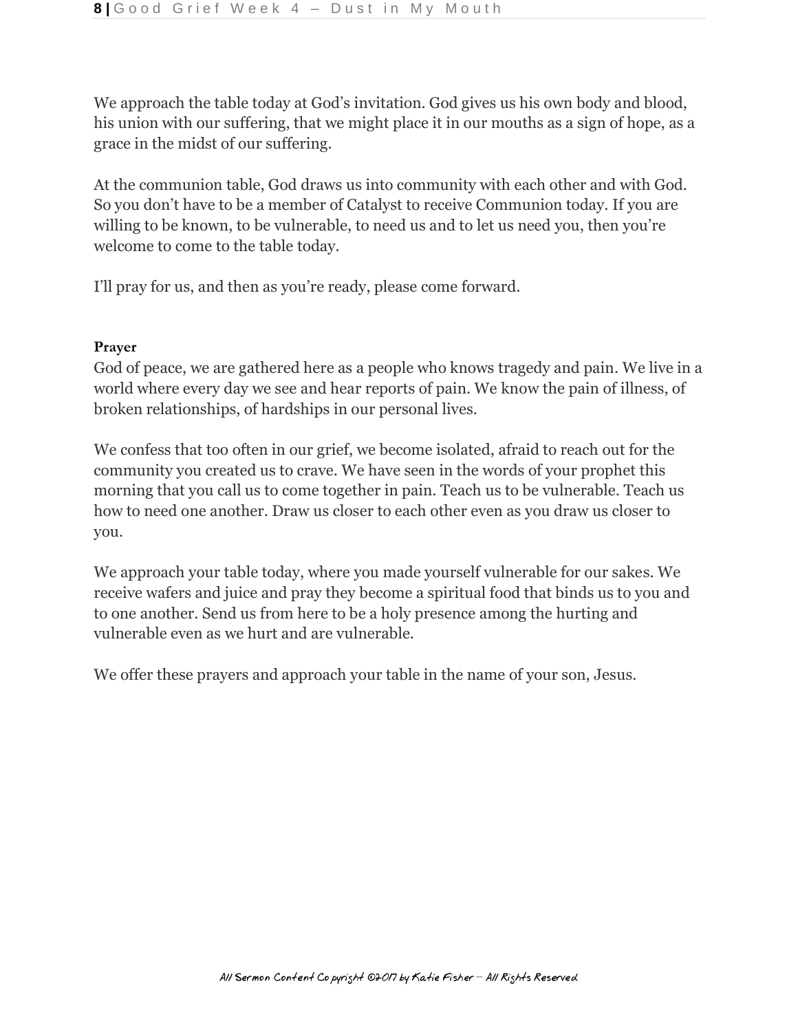We approach the table today at God's invitation. God gives us his own body and blood, his union with our suffering, that we might place it in our mouths as a sign of hope, as a grace in the midst of our suffering.

At the communion table, God draws us into community with each other and with God. So you don't have to be a member of Catalyst to receive Communion today. If you are willing to be known, to be vulnerable, to need us and to let us need you, then you're welcome to come to the table today.

I'll pray for us, and then as you're ready, please come forward.

**Prayer**

God of peace, we are gathered here as a people who knows tragedy and pain. We live in a world where every day we see and hear reports of pain. We know the pain of illness, of broken relationships, of hardships in our personal lives.

We confess that too often in our grief, we become isolated, afraid to reach out for the community you created us to crave. We have seen in the words of your prophet this morning that you call us to come together in pain. Teach us to be vulnerable. Teach us how to need one another. Draw us closer to each other even as you draw us closer to you.

We approach your table today, where you made yourself vulnerable for our sakes. We receive wafers and juice and pray they become a spiritual food that binds us to you and to one another. Send us from here to be a holy presence among the hurting and vulnerable even as we hurt and are vulnerable.

We offer these prayers and approach your table in the name of your son, Jesus.